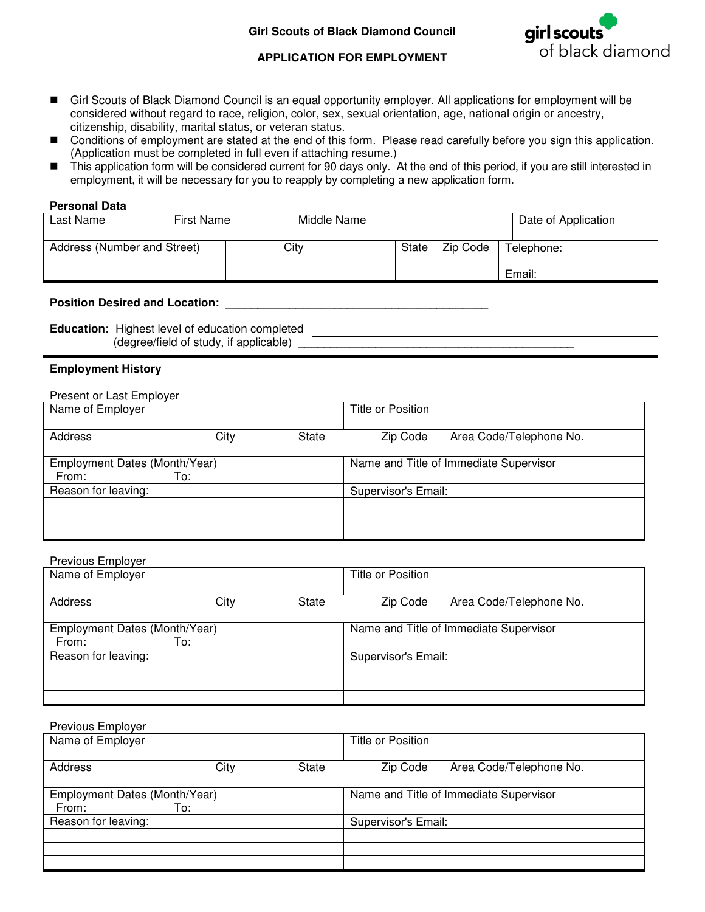**Girl Scouts of Black Diamond Council**

**APPLICATION FOR EMPLOYMENT**

- Girl Scouts of Black Diamond Council is an equal opportunity employer. All applications for employment will be considered without regard to race, religion, color, sex, sexual orientation, age, national origin or ancestry, citizenship, disability, marital status, or veteran status.
- Conditions of employment are stated at the end of this form. Please read carefully before you sign this application. (Application must be completed in full even if attaching resume.)
- This application form will be considered current for 90 days only. At the end of this period, if you are still interested in employment, it will be necessary for you to reapply by completing a new application form.

**Personal Data**

| Last Name | First Name | Middle Name | | Date of Application |
|---|---|---|---|---|
| Address (Number and Street) | City | State | Zip Code | Telephone:<br>Email: |

**Position Desired and Location:** ________________________________________

**Education:** Highest level of education completed ________________________________________
(degree/field of study, if applicable) ________________________________________

**Employment History**

Present or Last Employer

| Name of Employer | | | Title or Position | |
|---|---|---|---|---|
| Address | City | State | Zip Code | Area Code/Telephone No. |
| Employment Dates (Month/Year)<br>From: To: | | | Name and Title of Immediate Supervisor | |
| Reason for leaving: | | | Supervisor's Email: | |
| | | | | |
| | | | | |
| | | | | |

Previous Employer

| Name of Employer | | | Title or Position | |
|---|---|---|---|---|
| Address | City | State | Zip Code | Area Code/Telephone No. |
| Employment Dates (Month/Year)<br>From: To: | | | Name and Title of Immediate Supervisor | |
| Reason for leaving: | | | Supervisor's Email: | |
| | | | | |
| | | | | |
| | | | | |

Previous Employer

| Name of Employer | | | Title or Position | |
|---|---|---|---|---|
| Address | City | State | Zip Code | Area Code/Telephone No. |
| Employment Dates (Month/Year)<br>From: To: | | | Name and Title of Immediate Supervisor | |
| Reason for leaving: | | | Supervisor's Email: | |
| | | | | |
| | | | | |
| | | | | |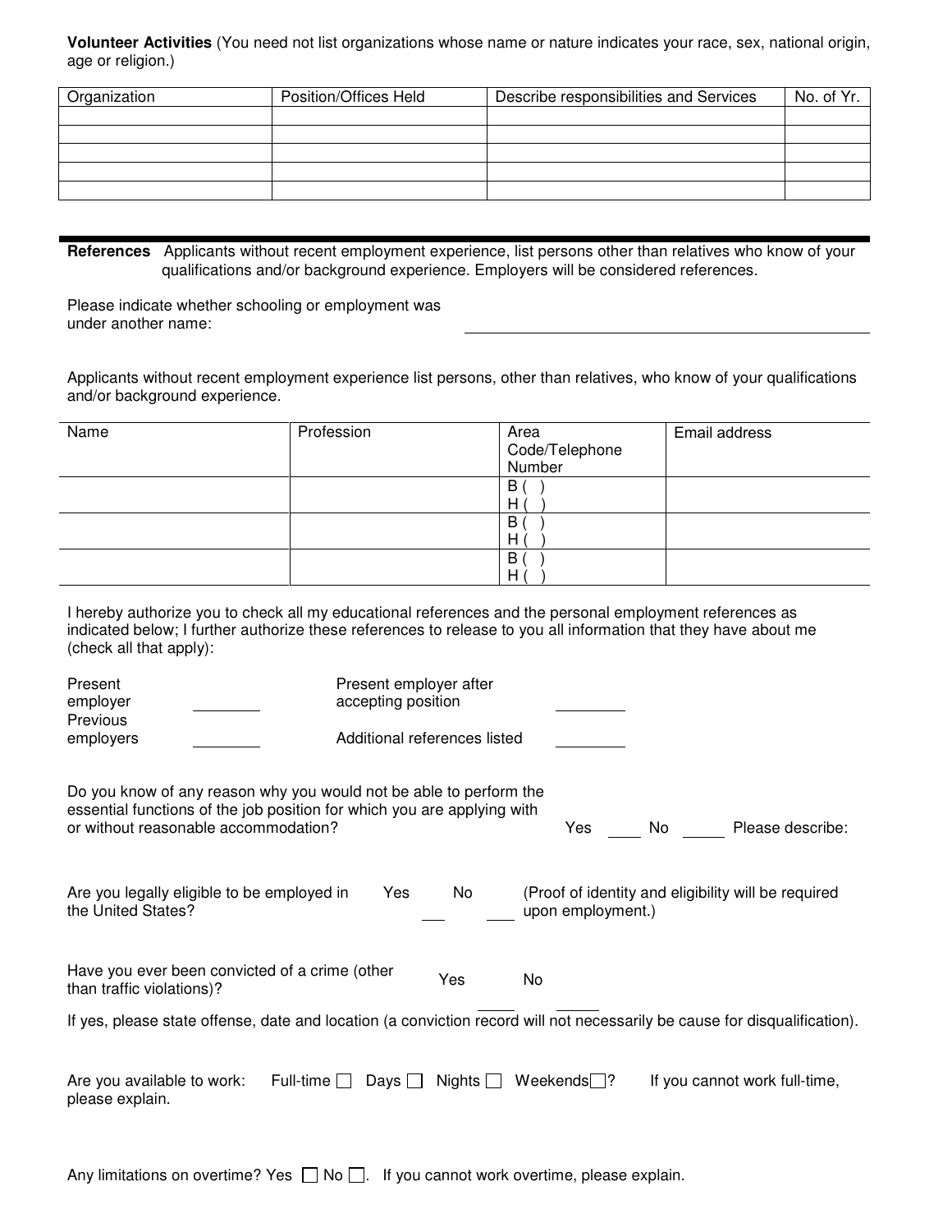**Volunteer Activities** (You need not list organizations whose name or nature indicates your race, sex, national origin, age or religion.)

| Organization | Position/Offices Held | Describe responsibilities and Services | No. of Yr. |
|---|---|---|---|
| | | | |
| | | | |
| | | | |
| | | | |
| | | | |

**References** Applicants without recent employment experience, list persons other than relatives who know of your qualifications and/or background experience. Employers will be considered references.

Please indicate whether schooling or employment was under another name: ______________________________

Applicants without recent employment experience list persons, other than relatives, who know of your qualifications and/or background experience.

| Name | Profession | Area Code/Telephone Number | Email address |
|---|---|---|---|
| | | B ( )<br>H ( ) | |
| | | B ( )<br>H ( ) | |
| | | B ( )<br>H ( ) | |

I hereby authorize you to check all my educational references and the personal employment references as indicated below; I further authorize these references to release to you all information that they have about me (check all that apply):

Present employer ________ Present employer after accepting position ________

Previous employers ________ Additional references listed ________

Do you know of any reason why you would not be able to perform the essential functions of the job position for which you are applying with or without reasonable accommodation? Yes ____ No ____ Please describe:

Are you legally eligible to be employed in the United States? Yes ___ No ___ (Proof of identity and eligibility will be required upon employment.)

Have you ever been convicted of a crime (other than traffic violations)? Yes ____ No ____

If yes, please state offense, date and location (a conviction record will not necessarily be cause for disqualification).

Are you available to work: Full-time ☐ Days ☐ Nights ☐ Weekends ☐? If you cannot work full-time, please explain.

Any limitations on overtime? Yes ☐ No ☐. If you cannot work overtime, please explain.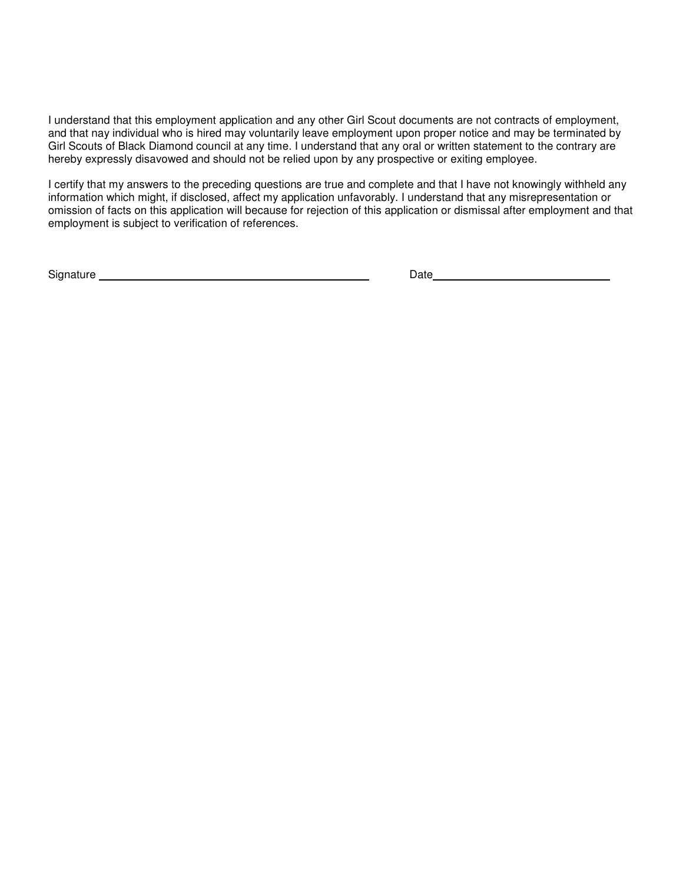I understand that this employment application and any other Girl Scout documents are not contracts of employment, and that nay individual who is hired may voluntarily leave employment upon proper notice and may be terminated by Girl Scouts of Black Diamond council at any time. I understand that any oral or written statement to the contrary are hereby expressly disavowed and should not be relied upon by any prospective or exiting employee.

I certify that my answers to the preceding questions are true and complete and that I have not knowingly withheld any information which might, if disclosed, affect my application unfavorably. I understand that any misrepresentation or omission of facts on this application will because for rejection of this application or dismissal after employment and that employment is subject to verification of references.

Signature ______________________________________________ Date______________________________